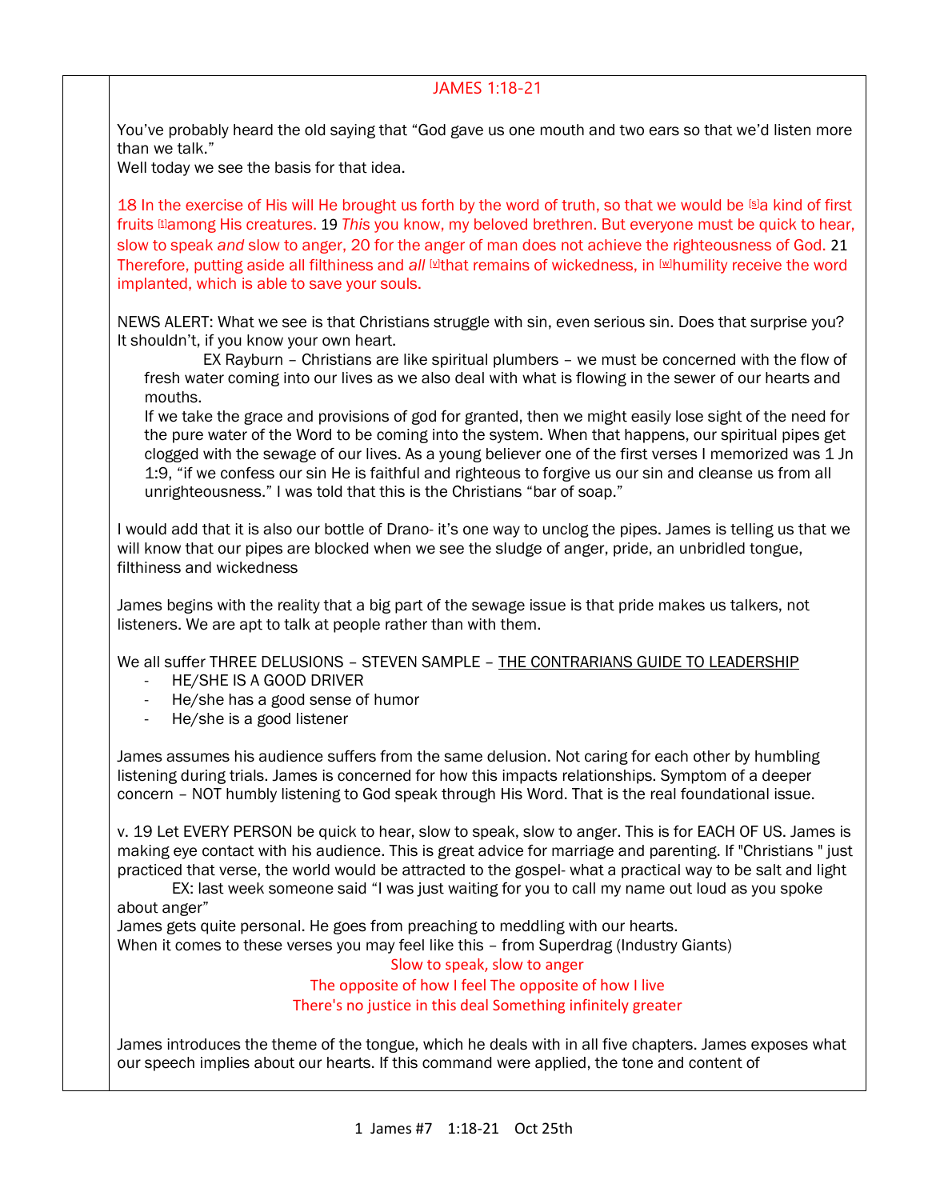## JAMES 1:18-21

You've probably heard the old saying that "God gave us one mouth and two ears so that we'd listen more than we talk."
Well today we see the basis for that idea.

18 In the exercise of His will He brought us forth by the word of truth, so that we would be [s]a kind of first fruits [t]among His creatures. 19 *This* you know, my beloved brethren. But everyone must be quick to hear, slow to speak *and* slow to anger, 20 for the anger of man does not achieve the righteousness of God. 21 Therefore, putting aside all filthiness and *all* [u]that remains of wickedness, in [w]humility receive the word implanted, which is able to save your souls.

NEWS ALERT: What we see is that Christians struggle with sin, even serious sin. Does that surprise you? It shouldn't, if you know your own heart.

EX Rayburn – Christians are like spiritual plumbers – we must be concerned with the flow of fresh water coming into our lives as we also deal with what is flowing in the sewer of our hearts and mouths.

If we take the grace and provisions of god for granted, then we might easily lose sight of the need for the pure water of the Word to be coming into the system. When that happens, our spiritual pipes get clogged with the sewage of our lives. As a young believer one of the first verses I memorized was 1 Jn 1:9, "if we confess our sin He is faithful and righteous to forgive us our sin and cleanse us from all unrighteousness." I was told that this is the Christians "bar of soap."

I would add that it is also our bottle of Drano- it's one way to unclog the pipes. James is telling us that we will know that our pipes are blocked when we see the sludge of anger, pride, an unbridled tongue, filthiness and wickedness

James begins with the reality that a big part of the sewage issue is that pride makes us talkers, not listeners. We are apt to talk at people rather than with them.

We all suffer THREE DELUSIONS – STEVEN SAMPLE – THE CONTRARIANS GUIDE TO LEADERSHIP

- HE/SHE IS A GOOD DRIVER
- He/she has a good sense of humor
- He/she is a good listener

James assumes his audience suffers from the same delusion. Not caring for each other by humbling listening during trials. James is concerned for how this impacts relationships. Symptom of a deeper concern – NOT humbly listening to God speak through His Word. That is the real foundational issue.

v. 19 Let EVERY PERSON be quick to hear, slow to speak, slow to anger. This is for EACH OF US. James is making eye contact with his audience. This is great advice for marriage and parenting. If "Christians " just practiced that verse, the world would be attracted to the gospel- what a practical way to be salt and light

EX: last week someone said "I was just waiting for you to call my name out loud as you spoke about anger"

James gets quite personal. He goes from preaching to meddling with our hearts.
When it comes to these verses you may feel like this – from Superdrag (Industry Giants)

Slow to speak, slow to anger
The opposite of how I feel The opposite of how I live
There's no justice in this deal Something infinitely greater

James introduces the theme of the tongue, which he deals with in all five chapters. James exposes what our speech implies about our hearts. If this command were applied, the tone and content of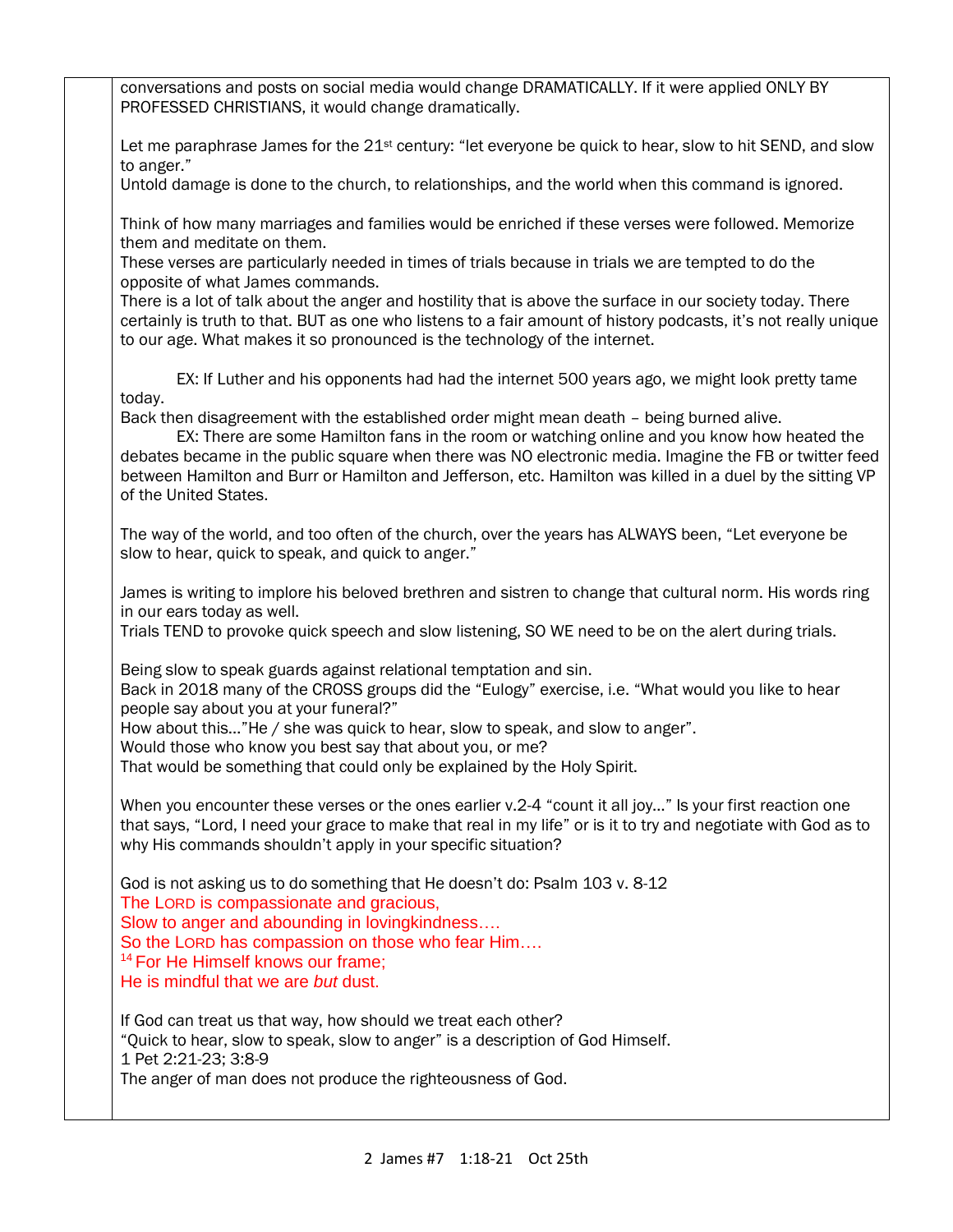conversations and posts on social media would change DRAMATICALLY. If it were applied ONLY BY PROFESSED CHRISTIANS, it would change dramatically.

Let me paraphrase James for the 21st century: "let everyone be quick to hear, slow to hit SEND, and slow to anger."
Untold damage is done to the church, to relationships, and the world when this command is ignored.

Think of how many marriages and families would be enriched if these verses were followed. Memorize them and meditate on them.
These verses are particularly needed in times of trials because in trials we are tempted to do the opposite of what James commands.
There is a lot of talk about the anger and hostility that is above the surface in our society today. There certainly is truth to that. BUT as one who listens to a fair amount of history podcasts, it's not really unique to our age. What makes it so pronounced is the technology of the internet.

EX: If Luther and his opponents had had the internet 500 years ago, we might look pretty tame today.
Back then disagreement with the established order might mean death – being burned alive.
EX: There are some Hamilton fans in the room or watching online and you know how heated the debates became in the public square when there was NO electronic media. Imagine the FB or twitter feed between Hamilton and Burr or Hamilton and Jefferson, etc. Hamilton was killed in a duel by the sitting VP of the United States.

The way of the world, and too often of the church, over the years has ALWAYS been, "Let everyone be slow to hear, quick to speak, and quick to anger."

James is writing to implore his beloved brethren and sistren to change that cultural norm. His words ring in our ears today as well.
Trials TEND to provoke quick speech and slow listening, SO WE need to be on the alert during trials.

Being slow to speak guards against relational temptation and sin.
Back in 2018 many of the CROSS groups did the "Eulogy" exercise, i.e. "What would you like to hear people say about you at your funeral?"
How about this…"He / she was quick to hear, slow to speak, and slow to anger".
Would those who know you best say that about you, or me?
That would be something that could only be explained by the Holy Spirit.

When you encounter these verses or the ones earlier v.2-4 "count it all joy…" Is your first reaction one that says, "Lord, I need your grace to make that real in my life" or is it to try and negotiate with God as to why His commands shouldn't apply in your specific situation?

God is not asking us to do something that He doesn't do: Psalm 103 v. 8-12
The LORD is compassionate and gracious,
Slow to anger and abounding in lovingkindness….
So the LORD has compassion on those who fear Him….
[14] For He Himself knows our frame;
He is mindful that we are *but* dust.

If God can treat us that way, how should we treat each other?
"Quick to hear, slow to speak, slow to anger" is a description of God Himself.
1 Pet 2:21-23; 3:8-9
The anger of man does not produce the righteousness of God.

James #7 1:18-21 Oct 25th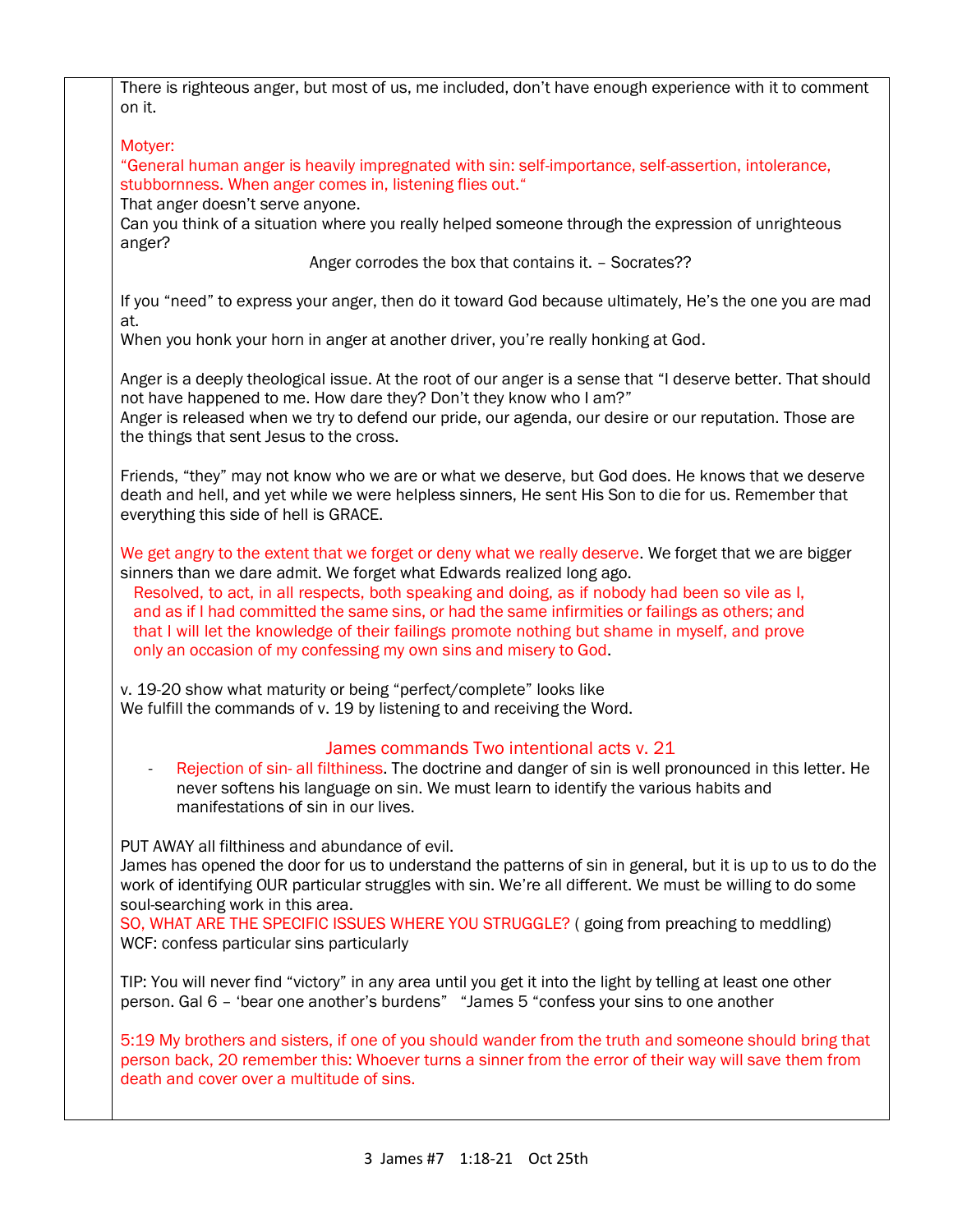There is righteous anger, but most of us, me included, don't have enough experience with it to comment on it.

Motyer:
"General human anger is heavily impregnated with sin: self-importance, self-assertion, intolerance, stubbornness. When anger comes in, listening flies out."
That anger doesn't serve anyone.
Can you think of a situation where you really helped someone through the expression of unrighteous anger?

Anger corrodes the box that contains it. – Socrates??

If you "need" to express your anger, then do it toward God because ultimately, He's the one you are mad at.
When you honk your horn in anger at another driver, you're really honking at God.

Anger is a deeply theological issue. At the root of our anger is a sense that "I deserve better. That should not have happened to me. How dare they? Don't they know who I am?"
Anger is released when we try to defend our pride, our agenda, our desire or our reputation. Those are the things that sent Jesus to the cross.

Friends, "they" may not know who we are or what we deserve, but God does. He knows that we deserve death and hell, and yet while we were helpless sinners, He sent His Son to die for us. Remember that everything this side of hell is GRACE.

We get angry to the extent that we forget or deny what we really deserve. We forget that we are bigger sinners than we dare admit. We forget what Edwards realized long ago.

> Resolved, to act, in all respects, both speaking and doing, as if nobody had been so vile as I, and as if I had committed the same sins, or had the same infirmities or failings as others; and that I will let the knowledge of their failings promote nothing but shame in myself, and prove only an occasion of my confessing my own sins and misery to God.

v. 19-20 show what maturity or being "perfect/complete" looks like
We fulfill the commands of v. 19 by listening to and receiving the Word.

## James commands Two intentional acts v. 21

- Rejection of sin- all filthiness. The doctrine and danger of sin is well pronounced in this letter. He never softens his language on sin. We must learn to identify the various habits and manifestations of sin in our lives.

PUT AWAY all filthiness and abundance of evil.
James has opened the door for us to understand the patterns of sin in general, but it is up to us to do the work of identifying OUR particular struggles with sin. We're all different. We must be willing to do some soul-searching work in this area.
SO, WHAT ARE THE SPECIFIC ISSUES WHERE YOU STRUGGLE? ( going from preaching to meddling)
WCF: confess particular sins particularly

TIP: You will never find "victory" in any area until you get it into the light by telling at least one other person. Gal 6 – 'bear one another's burdens" "James 5 "confess your sins to one another

5:19 My brothers and sisters, if one of you should wander from the truth and someone should bring that person back, 20 remember this: Whoever turns a sinner from the error of their way will save them from death and cover over a multitude of sins.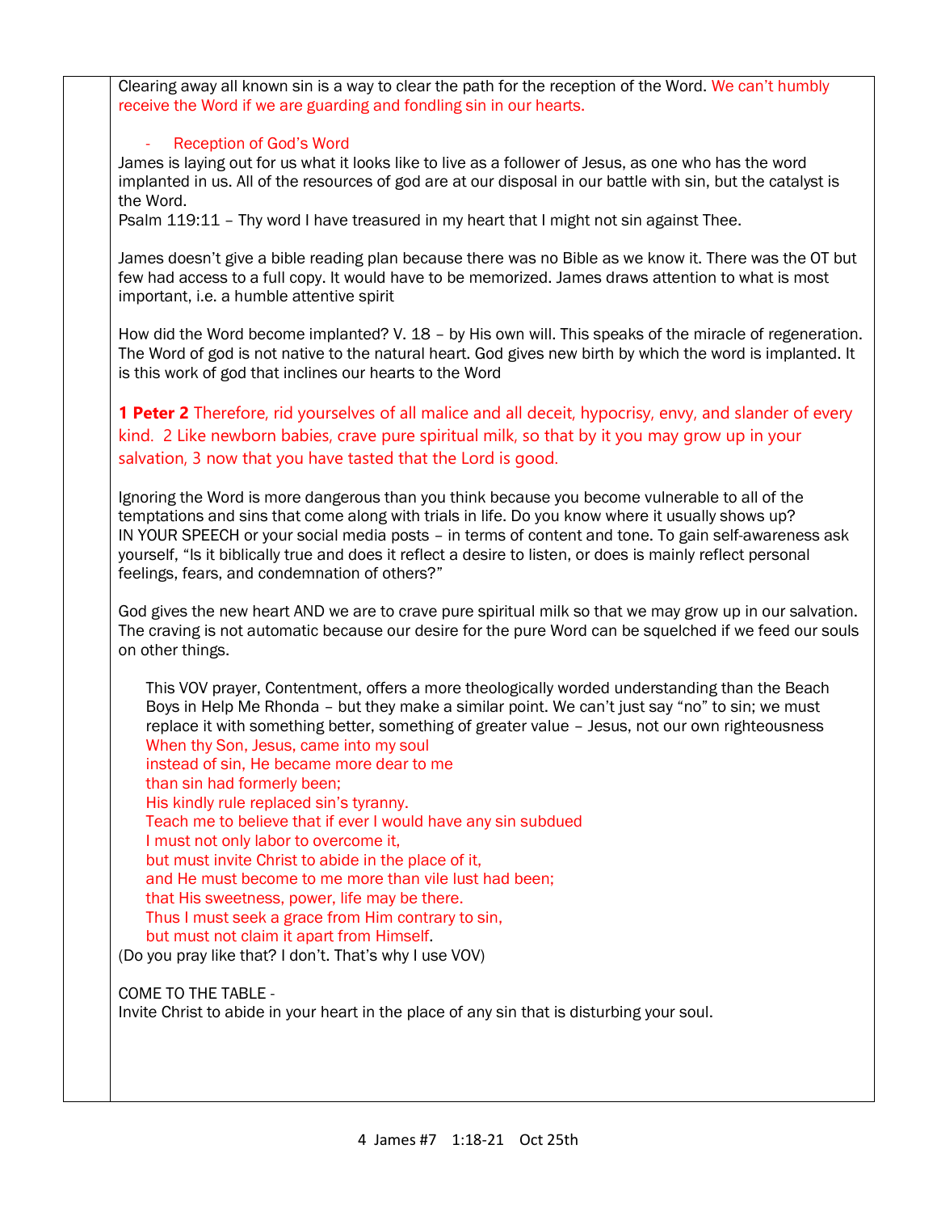Clearing away all known sin is a way to clear the path for the reception of the Word. We can't humbly receive the Word if we are guarding and fondling sin in our hearts.

- Reception of God's Word

James is laying out for us what it looks like to live as a follower of Jesus, as one who has the word implanted in us. All of the resources of god are at our disposal in our battle with sin, but the catalyst is the Word.
Psalm 119:11 – Thy word I have treasured in my heart that I might not sin against Thee.

James doesn't give a bible reading plan because there was no Bible as we know it. There was the OT but few had access to a full copy. It would have to be memorized. James draws attention to what is most important, i.e. a humble attentive spirit

How did the Word become implanted? V. 18 – by His own will. This speaks of the miracle of regeneration. The Word of god is not native to the natural heart. God gives new birth by which the word is implanted. It is this work of god that inclines our hearts to the Word

**1 Peter 2** Therefore, rid yourselves of all malice and all deceit, hypocrisy, envy, and slander of every kind. 2 Like newborn babies, crave pure spiritual milk, so that by it you may grow up in your salvation, 3 now that you have tasted that the Lord is good.

Ignoring the Word is more dangerous than you think because you become vulnerable to all of the temptations and sins that come along with trials in life. Do you know where it usually shows up? IN YOUR SPEECH or your social media posts – in terms of content and tone. To gain self-awareness ask yourself, "Is it biblically true and does it reflect a desire to listen, or does is mainly reflect personal feelings, fears, and condemnation of others?"

God gives the new heart AND we are to crave pure spiritual milk so that we may grow up in our salvation. The craving is not automatic because our desire for the pure Word can be squelched if we feed our souls on other things.

> This VOV prayer, Contentment, offers a more theologically worded understanding than the Beach Boys in Help Me Rhonda – but they make a similar point. We can't just say "no" to sin; we must replace it with something better, something of greater value – Jesus, not our own righteousness
> When thy Son, Jesus, came into my soul
> instead of sin, He became more dear to me
> than sin had formerly been;
> His kindly rule replaced sin's tyranny.
> Teach me to believe that if ever I would have any sin subdued
> I must not only labor to overcome it,
> but must invite Christ to abide in the place of it,
> and He must become to me more than vile lust had been;
> that His sweetness, power, life may be there.
> Thus I must seek a grace from Him contrary to sin,
> but must not claim it apart from Himself.

(Do you pray like that? I don't. That's why I use VOV)

COME TO THE TABLE -
Invite Christ to abide in your heart in the place of any sin that is disturbing your soul.